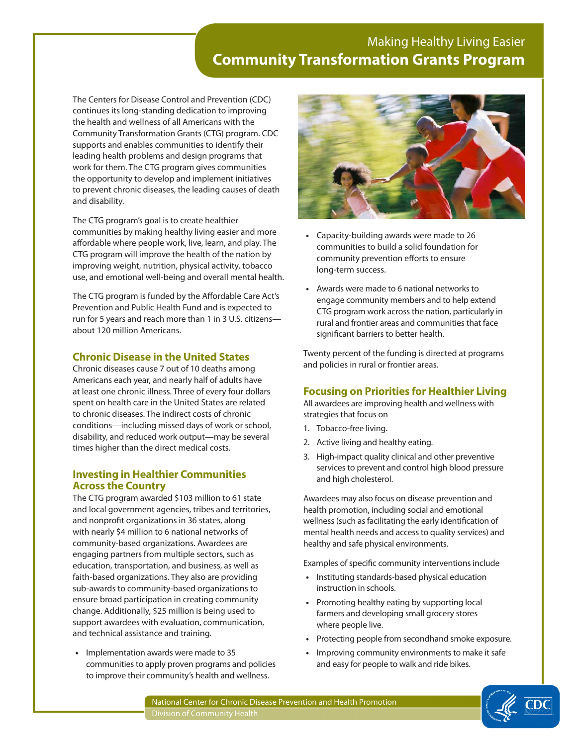Making Healthy Living Easier

# Community Transformation Grants Program

The Centers for Disease Control and Prevention (CDC) continues its long-standing dedication to improving the health and wellness of all Americans with the Community Transformation Grants (CTG) program. CDC supports and enables communities to identify their leading health problems and design programs that work for them. The CTG program gives communities the opportunity to develop and implement initiatives to prevent chronic diseases, the leading causes of death and disability.

The CTG program's goal is to create healthier communities by making healthy living easier and more affordable where people work, live, learn, and play. The CTG program will improve the health of the nation by improving weight, nutrition, physical activity, tobacco use, and emotional well-being and overall mental health.

The CTG program is funded by the Affordable Care Act's Prevention and Public Health Fund and is expected to run for 5 years and reach more than 1 in 3 U.S. citizens—about 120 million Americans.

## Chronic Disease in the United States

Chronic diseases cause 7 out of 10 deaths among Americans each year, and nearly half of adults have at least one chronic illness. Three of every four dollars spent on health care in the United States are related to chronic diseases. The indirect costs of chronic conditions—including missed days of work or school, disability, and reduced work output—may be several times higher than the direct medical costs.

## Investing in Healthier Communities Across the Country

The CTG program awarded $103 million to 61 state and local government agencies, tribes and territories, and nonprofit organizations in 36 states, along with nearly $4 million to 6 national networks of community-based organizations. Awardees are engaging partners from multiple sectors, such as education, transportation, and business, as well as faith-based organizations. They also are providing sub-awards to community-based organizations to ensure broad participation in creating community change. Additionally, $25 million is being used to support awardees with evaluation, communication, and technical assistance and training.

- Implementation awards were made to 35 communities to apply proven programs and policies to improve their community's health and wellness.
- Capacity-building awards were made to 26 communities to build a solid foundation for community prevention efforts to ensure long-term success.
- Awards were made to 6 national networks to engage community members and to help extend CTG program work across the nation, particularly in rural and frontier areas and communities that face significant barriers to better health.

Twenty percent of the funding is directed at programs and policies in rural or frontier areas.

## Focusing on Priorities for Healthier Living

All awardees are improving health and wellness with strategies that focus on

1. Tobacco-free living.
2. Active living and healthy eating.
3. High-impact quality clinical and other preventive services to prevent and control high blood pressure and high cholesterol.

Awardees may also focus on disease prevention and health promotion, including social and emotional wellness (such as facilitating the early identification of mental health needs and access to quality services) and healthy and safe physical environments.

Examples of specific community interventions include

- Instituting standards-based physical education instruction in schools.
- Promoting healthy eating by supporting local farmers and developing small grocery stores where people live.
- Protecting people from secondhand smoke exposure.
- Improving community environments to make it safe and easy for people to walk and ride bikes.

National Center for Chronic Disease Prevention and Health Promotion
Division of Community Health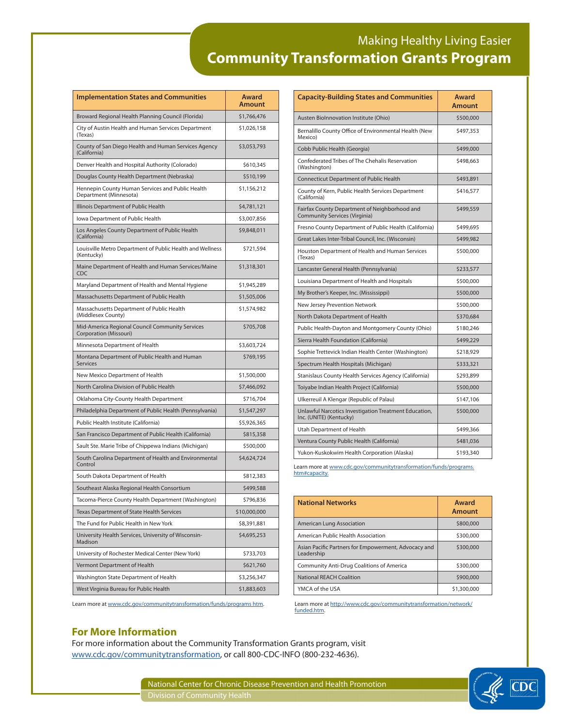## Making Healthy Living Easier

# Community Transformation Grants Program

| Implementation States and Communities | Award Amount |
|---|---|
| Broward Regional Health Planning Council (Florida) | $1,766,476 |
| City of Austin Health and Human Services Department (Texas) | $1,026,158 |
| County of San Diego Health and Human Services Agency (California) | $3,053,793 |
| Denver Health and Hospital Authority (Colorado) | $610,345 |
| Douglas County Health Department (Nebraska) | $510,199 |
| Hennepin County Human Services and Public Health Department (Minnesota) | $1,156,212 |
| Illinois Department of Public Health | $4,781,121 |
| Iowa Department of Public Health | $3,007,856 |
| Los Angeles County Department of Public Health (California) | $9,848,011 |
| Louisville Metro Department of Public Health and Wellness (Kentucky) | $721,594 |
| Maine Department of Health and Human Services/Maine CDC | $1,318,301 |
| Maryland Department of Health and Mental Hygiene | $1,945,289 |
| Massachusetts Department of Public Health | $1,505,006 |
| Massachusetts Department of Public Health (Middlesex County) | $1,574,982 |
| Mid-America Regional Council Community Services Corporation (Missouri) | $705,708 |
| Minnesota Department of Health | $3,603,724 |
| Montana Department of Public Health and Human Services | $769,195 |
| New Mexico Department of Health | $1,500,000 |
| North Carolina Division of Public Health | $7,466,092 |
| Oklahoma City-County Health Department | $716,704 |
| Philadelphia Department of Public Health (Pennsylvania) | $1,547,297 |
| Public Health Institute (California) | $5,926,365 |
| San Francisco Department of Public Health (California) | $815,358 |
| Sault Ste. Marie Tribe of Chippewa Indians (Michigan) | $500,000 |
| South Carolina Department of Health and Environmental Control | $4,624,724 |
| South Dakota Department of Health | $812,383 |
| Southeast Alaska Regional Health Consortium | $499,588 |
| Tacoma-Pierce County Health Department (Washington) | $796,836 |
| Texas Department of State Health Services | $10,000,000 |
| The Fund for Public Health in New York | $8,391,881 |
| University Health Services, University of Wisconsin-Madison | $4,695,253 |
| University of Rochester Medical Center (New York) | $733,703 |
| Vermont Department of Health | $621,760 |
| Washington State Department of Health | $3,256,347 |
| West Virginia Bureau for Public Health | $1,883,603 |

Learn more at www.cdc.gov/communitytransformation/funds/programs.htm.

| Capacity-Building States and Communities | Award Amount |
|---|---|
| Austen BioInnovation Institute (Ohio) | $500,000 |
| Bernalillo County Office of Environmental Health (New Mexico) | $497,353 |
| Cobb Public Health (Georgia) | $499,000 |
| Confederated Tribes of The Chehalis Reservation (Washington) | $498,663 |
| Connecticut Department of Public Health | $493,891 |
| County of Kern, Public Health Services Department (California) | $416,577 |
| Fairfax County Department of Neighborhood and Community Services (Virginia) | $499,559 |
| Fresno County Department of Public Health (California) | $499,695 |
| Great Lakes Inter-Tribal Council, Inc. (Wisconsin) | $499,982 |
| Houston Department of Health and Human Services (Texas) | $500,000 |
| Lancaster General Health (Pennsylvania) | $233,577 |
| Louisiana Department of Health and Hospitals | $500,000 |
| My Brother's Keeper, Inc. (Mississippi) | $500,000 |
| New Jersey Prevention Network | $500,000 |
| North Dakota Department of Health | $370,684 |
| Public Health-Dayton and Montgomery County (Ohio) | $180,246 |
| Sierra Health Foundation (California) | $499,229 |
| Sophie Trettevick Indian Health Center (Washington) | $218,929 |
| Spectrum Health Hospitals (Michigan) | $333,321 |
| Stanislaus County Health Services Agency (California) | $293,899 |
| Toiyabe Indian Health Project (California) | $500,000 |
| Ulkerreuil A Klengar (Republic of Palau) | $147,106 |
| Unlawful Narcotics Investigation Treatment Education, Inc. (UNITE) (Kentucky) | $500,000 |
| Utah Department of Health | $499,366 |
| Ventura County Public Health (California) | $481,036 |
| Yukon-Kuskokwim Health Corporation (Alaska) | $193,340 |

Learn more at www.cdc.gov/communitytransformation/funds/programs.htm#capacity.

| National Networks | Award Amount |
|---|---|
| American Lung Association | $800,000 |
| American Public Health Association | $300,000 |
| Asian Pacific Partners for Empowerment, Advocacy and Leadership | $300,000 |
| Community Anti-Drug Coalitions of America | $300,000 |
| National REACH Coalition | $900,000 |
| YMCA of the USA | $1,300,000 |

Learn more at http://www.cdc.gov/communitytransformation/network/funded.htm.

## For More Information

For more information about the Community Transformation Grants program, visit www.cdc.gov/communitytransformation, or call 800-CDC-INFO (800-232-4636).

National Center for Chronic Disease Prevention and Health Promotion
Division of Community Health